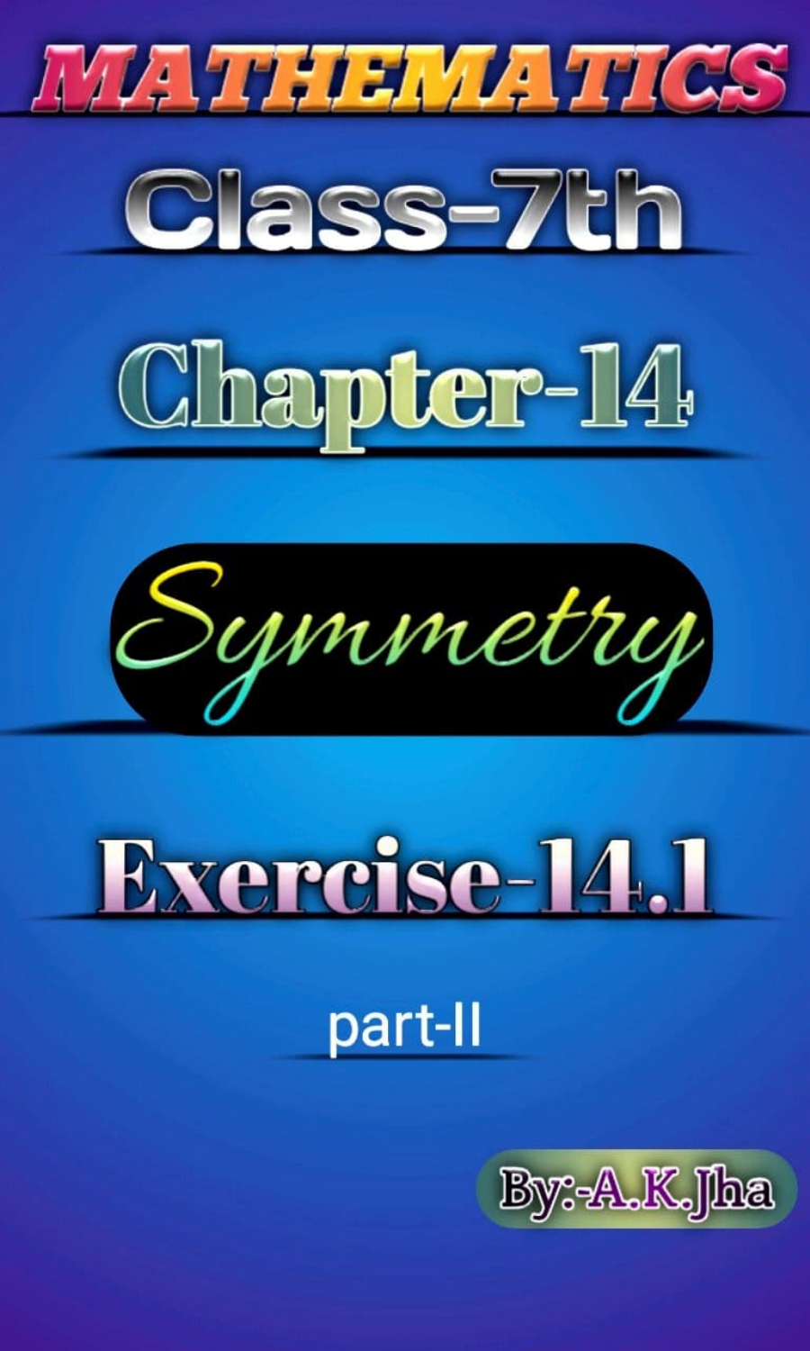# MATHEMATICS

## Class-7th

## Chapter-14

## Symmetry

## Exercise-14.1

part-II

By:-A.K.Jha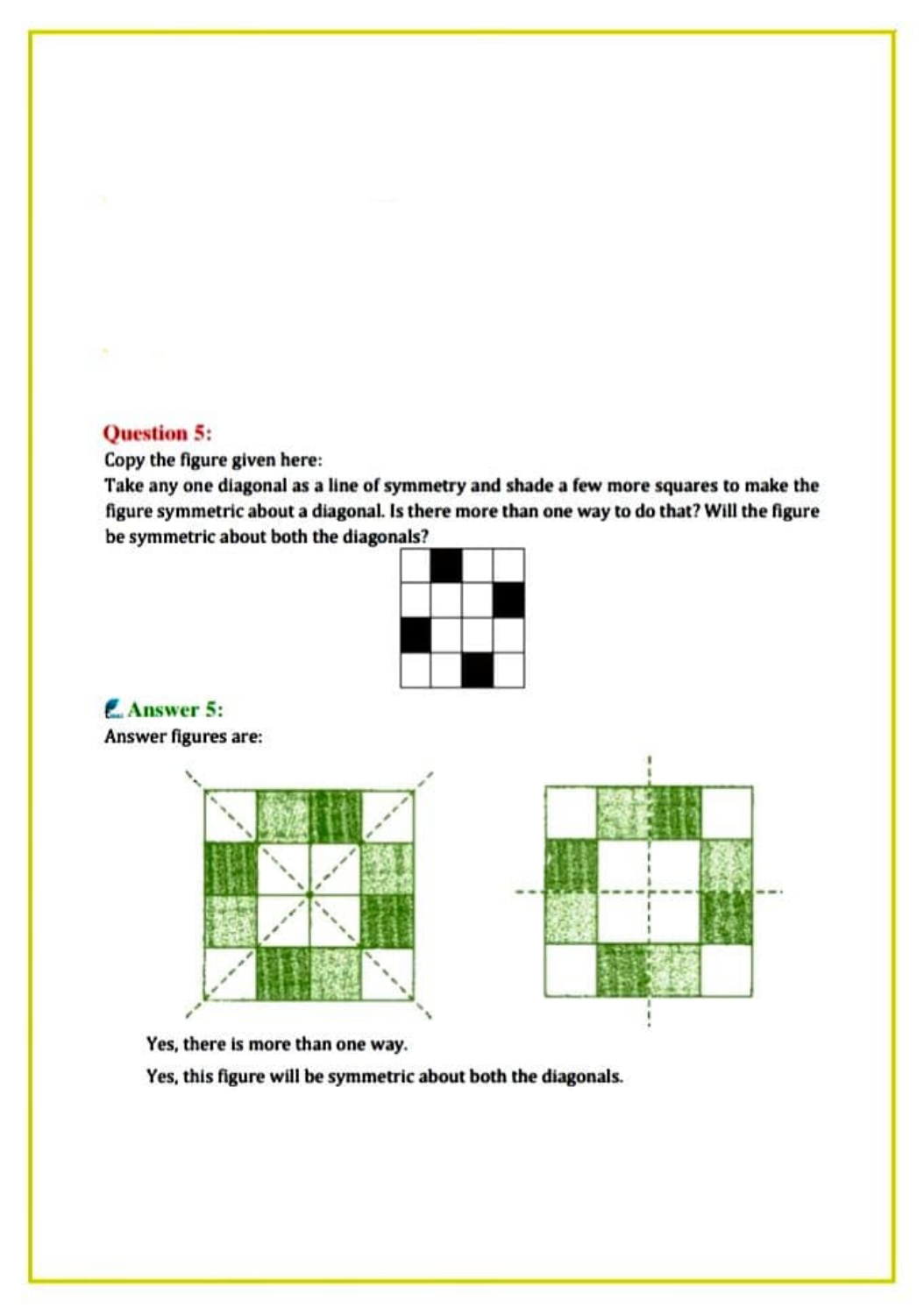**Question 5:**

Copy the figure given here:

Take any one diagonal as a line of symmetry and shade a few more squares to make the figure symmetric about a diagonal. Is there more than one way to do that? Will the figure be symmetric about both the diagonals?

**Answer 5:**

Answer figures are:

Yes, there is more than one way.

Yes, this figure will be symmetric about both the diagonals.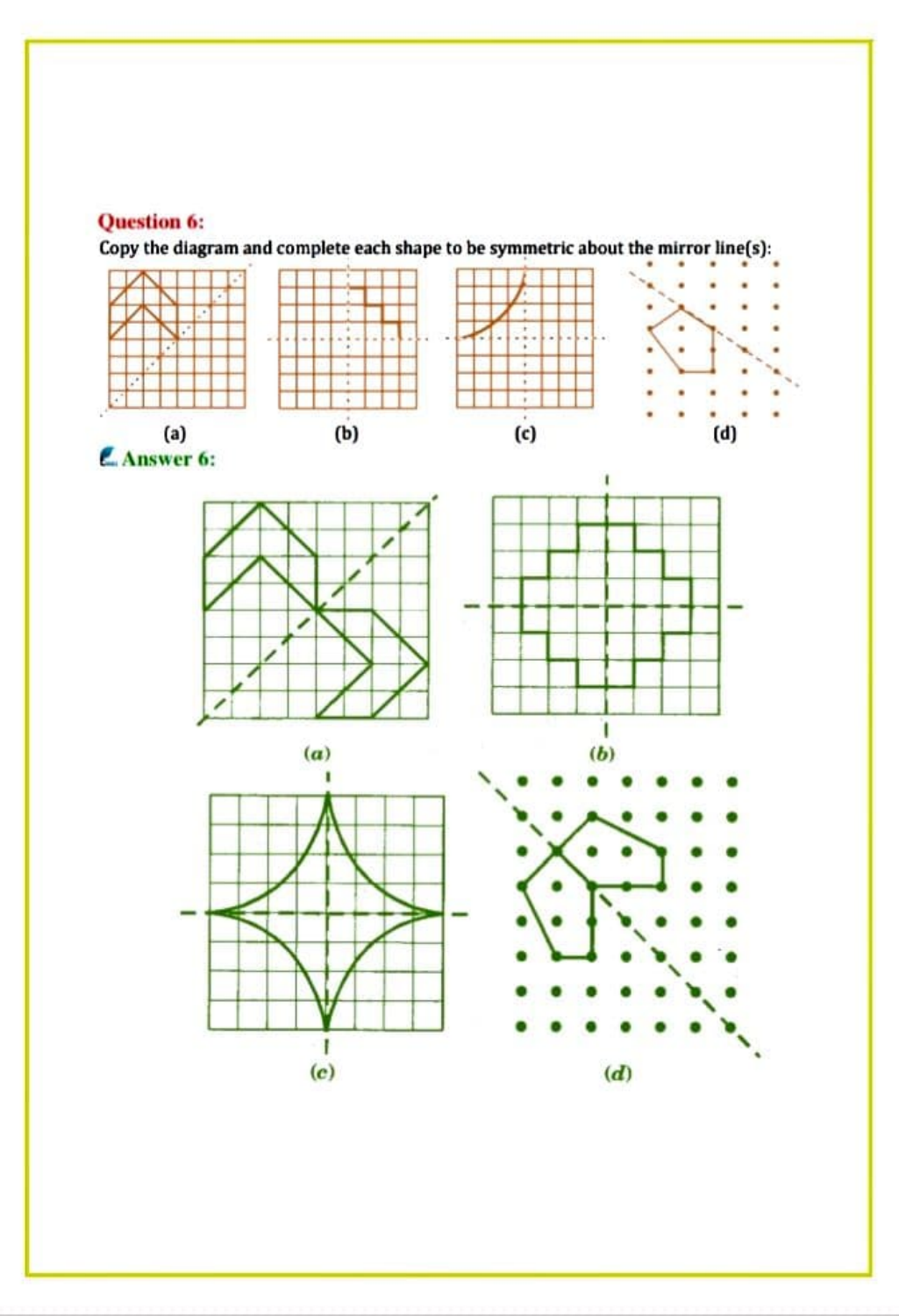**Question 6:**

Copy the diagram and complete each shape to be symmetric about the mirror line(s):

(a) (b) (c) (d)

**Answer 6:**

(a) (b)

(c) (d)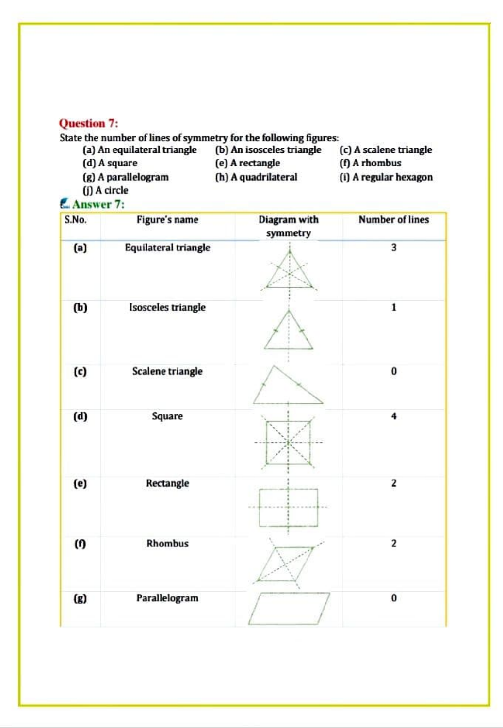**Question 7:**

State the number of lines of symmetry for the following figures:

(a) An equilateral triangle (b) An isosceles triangle (c) A scalene triangle
(d) A square (e) A rectangle (f) A rhombus
(g) A parallelogram (h) A quadrilateral (i) A regular hexagon
(j) A circle

**Answer 7:**

| S.No. | Figure's name | Diagram with symmetry | Number of lines |
|---|---|---|---|
| (a) | Equilateral triangle | | 3 |
| (b) | Isosceles triangle | | 1 |
| (c) | Scalene triangle | | 0 |
| (d) | Square | | 4 |
| (e) | Rectangle | | 2 |
| (f) | Rhombus | | 2 |
| (g) | Parallelogram | | 0 |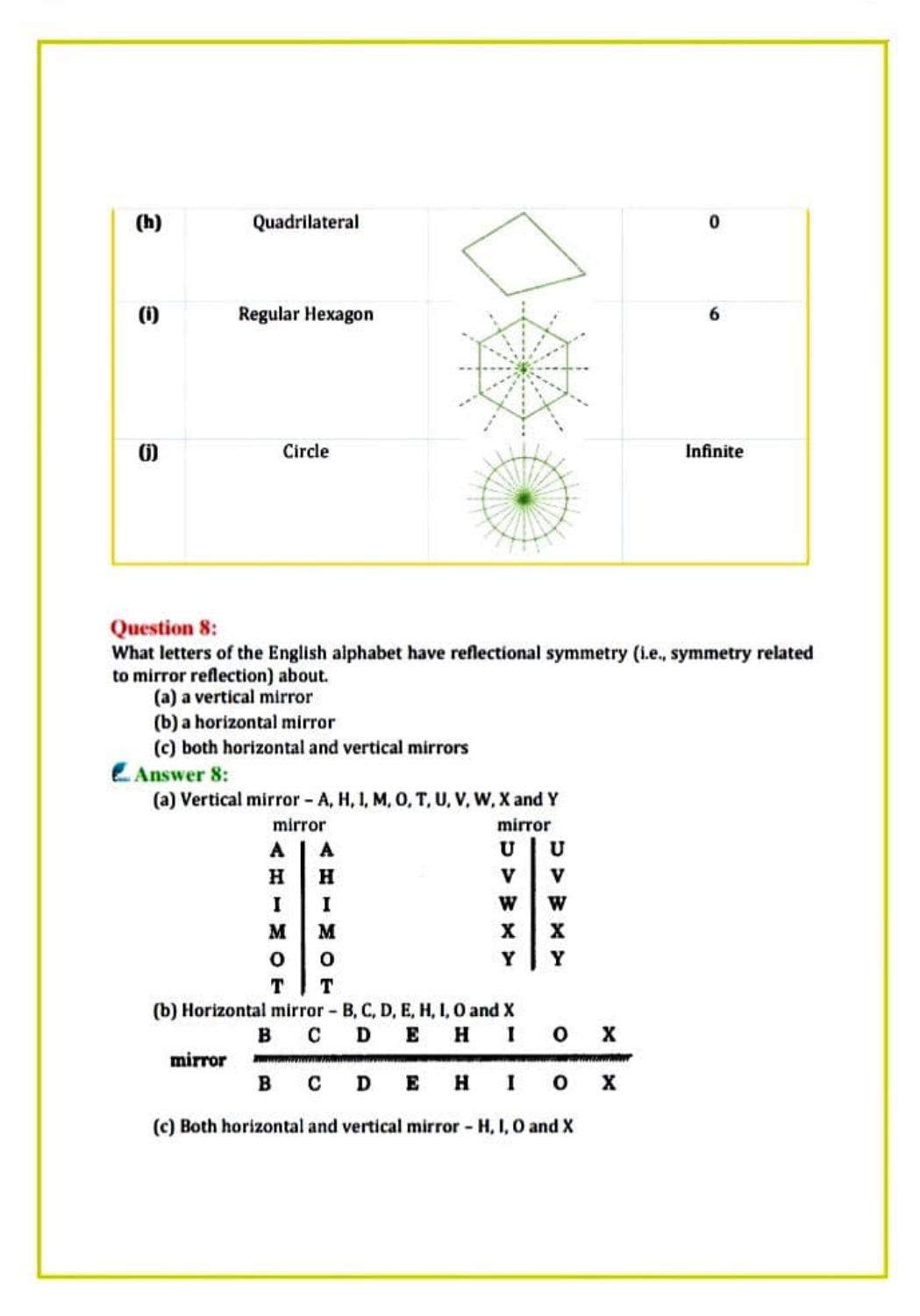| (h) | Quadrilateral | | 0 |
|---|---|---|---|
| (i) | Regular Hexagon | | 6 |
| (j) | Circle | | Infinite |

**Question 8:**

What letters of the English alphabet have reflectional symmetry (i.e., symmetry related to mirror reflection) about.

(a) a vertical mirror

(b) a horizontal mirror

(c) both horizontal and vertical mirrors

**Answer 8:**

(a) Vertical mirror – A, H, I, M, O, T, U, V, W, X and Y

| mirror | | | mirror | |
|---|---|---|---|---|
| A | A | | U | U |
| H | H | | V | V |
| I | I | | W | W |
| M | M | | X | X |
| O | O | | Y | Y |
| T | T | | | |

(b) Horizontal mirror – B, C, D, E, H, I, O and X

| | B | C | D | E | H | I | O | X |
|---|---|---|---|---|---|---|---|---|
| mirror | | | | | | | | |
| | B | C | D | E | H | I | O | X |

(c) Both horizontal and vertical mirror – H, I, O and X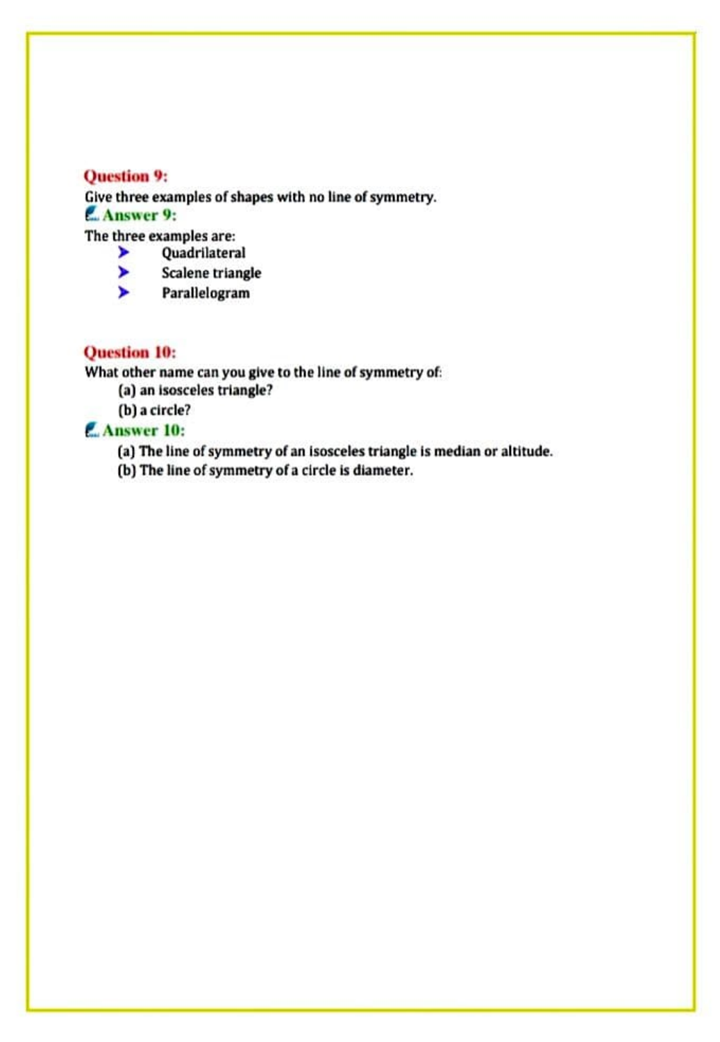**Question 9:**

Give three examples of shapes with no line of symmetry.

**Answer 9:**

The three examples are:

- Quadrilateral
- Scalene triangle
- Parallelogram

**Question 10:**

What other name can you give to the line of symmetry of:

(a) an isosceles triangle?

(b) a circle?

**Answer 10:**

(a) The line of symmetry of an isosceles triangle is median or altitude.

(b) The line of symmetry of a circle is diameter.